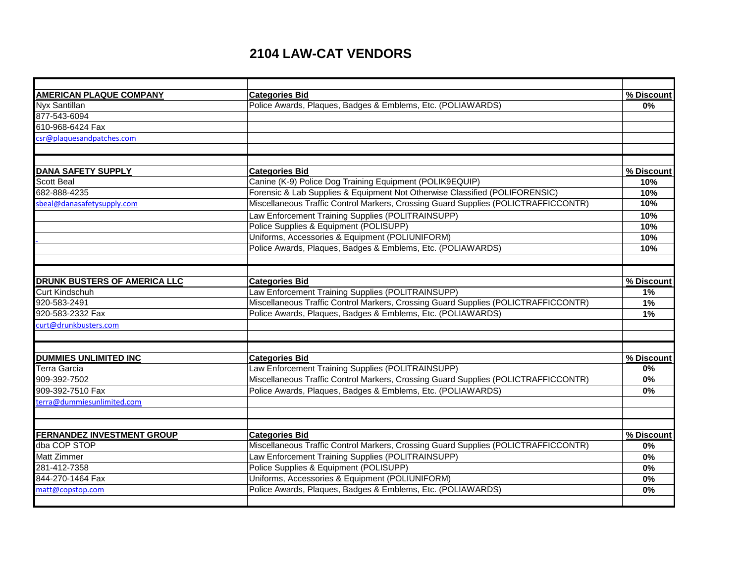# 2104 LAW-CAT VENDORS

| **AMERICAN PLAQUE COMPANY** | **Categories Bid** | **% Discount** |
|---|---|---|
| Nyx Santillan | Police Awards, Plaques, Badges & Emblems, Etc. (POLIAWARDS) | **0%** |
| 877-543-6094 | | |
| 610-968-6424 Fax | | |
| csr@plaquesandpatches.com | | |

| **DANA SAFETY SUPPLY** | **Categories Bid** | **% Discount** |
|---|---|---|
| Scott Beal | Canine (K-9) Police Dog Training Equipment (POLIK9EQUIP) | **10%** |
| 682-888-4235 | Forensic & Lab Supplies & Equipment Not Otherwise Classified (POLIFORENSIC) | **10%** |
| sbeal@danasafetysupply.com | Miscellaneous Traffic Control Markers, Crossing Guard Supplies (POLICTRAFFICCONTR) | **10%** |
| | Law Enforcement Training Supplies (POLITRAINSUPP) | **10%** |
| | Police Supplies & Equipment (POLISUPP) | **10%** |
| | Uniforms, Accessories & Equipment (POLIUNIFORM) | **10%** |
| | Police Awards, Plaques, Badges & Emblems, Etc. (POLIAWARDS) | **10%** |

| **DRUNK BUSTERS OF AMERICA LLC** | **Categories Bid** | **% Discount** |
|---|---|---|
| Curt Kindschuh | Law Enforcement Training Supplies (POLITRAINSUPP) | **1%** |
| 920-583-2491 | Miscellaneous Traffic Control Markers, Crossing Guard Supplies (POLICTRAFFICCONTR) | **1%** |
| 920-583-2332 Fax | Police Awards, Plaques, Badges & Emblems, Etc. (POLIAWARDS) | **1%** |
| curt@drunkbusters.com | | |

| **DUMMIES UNLIMITED INC** | **Categories Bid** | **% Discount** |
|---|---|---|
| Terra Garcia | Law Enforcement Training Supplies (POLITRAINSUPP) | **0%** |
| 909-392-7502 | Miscellaneous Traffic Control Markers, Crossing Guard Supplies (POLICTRAFFICCONTR) | **0%** |
| 909-392-7510 Fax | Police Awards, Plaques, Badges & Emblems, Etc. (POLIAWARDS) | **0%** |
| terra@dummiesunlimited.com | | |

| **FERNANDEZ INVESTMENT GROUP** | **Categories Bid** | **% Discount** |
|---|---|---|
| dba COP STOP | Miscellaneous Traffic Control Markers, Crossing Guard Supplies (POLICTRAFFICCONTR) | **0%** |
| Matt Zimmer | Law Enforcement Training Supplies (POLITRAINSUPP) | **0%** |
| 281-412-7358 | Police Supplies & Equipment (POLISUPP) | **0%** |
| 844-270-1464 Fax | Uniforms, Accessories & Equipment (POLIUNIFORM) | **0%** |
| matt@copstop.com | Police Awards, Plaques, Badges & Emblems, Etc. (POLIAWARDS) | **0%** |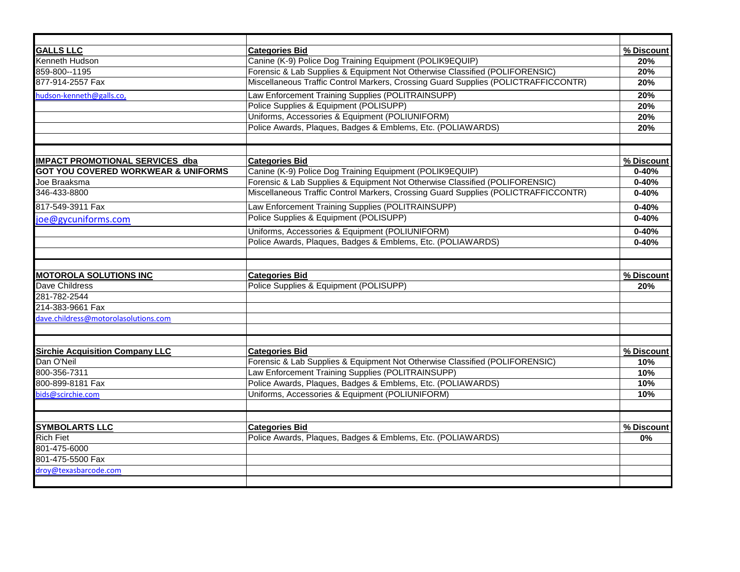| | | |
|---|---|---|
| **GALLS LLC** | **Categories Bid** | **% Discount** |
| Kenneth Hudson | Canine (K-9) Police Dog Training Equipment (POLIK9EQUIP) | **20%** |
| 859-800--1195 | Forensic & Lab Supplies & Equipment Not Otherwise Classified (POLIFORENSIC) | **20%** |
| 877-914-2557 Fax | Miscellaneous Traffic Control Markers, Crossing Guard Supplies (POLICTRAFFICCONTR) | **20%** |
| hudson-kenneth@galls.co, | Law Enforcement Training Supplies (POLITRAINSUPP) | **20%** |
| | Police Supplies & Equipment (POLISUPP) | **20%** |
| | Uniforms, Accessories & Equipment (POLIUNIFORM) | **20%** |
| | Police Awards, Plaques, Badges & Emblems, Etc. (POLIAWARDS) | **20%** |
| | | |
| | | |
| **IMPACT PROMOTIONAL SERVICES dba** | **Categories Bid** | **% Discount** |
| **GOT YOU COVERED WORKWEAR & UNIFORMS** | Canine (K-9) Police Dog Training Equipment (POLIK9EQUIP) | **0-40%** |
| Joe Braaksma | Forensic & Lab Supplies & Equipment Not Otherwise Classified (POLIFORENSIC) | **0-40%** |
| 346-433-8800 | Miscellaneous Traffic Control Markers, Crossing Guard Supplies (POLICTRAFFICCONTR) | **0-40%** |
| 817-549-3911 Fax | Law Enforcement Training Supplies (POLITRAINSUPP) | **0-40%** |
| joe@gycuniforms.com | Police Supplies & Equipment (POLISUPP) | **0-40%** |
| | Uniforms, Accessories & Equipment (POLIUNIFORM) | **0-40%** |
| | Police Awards, Plaques, Badges & Emblems, Etc. (POLIAWARDS) | **0-40%** |
| | | |
| | | |
| **MOTOROLA SOLUTIONS INC** | **Categories Bid** | **% Discount** |
| Dave Childress | Police Supplies & Equipment (POLISUPP) | **20%** |
| 281-782-2544 | | |
| 214-383-9661 Fax | | |
| dave.childress@motorolasolutions.com | | |
| | | |
| | | |
| **Sirchie Acquisition Company LLC** | **Categories Bid** | **% Discount** |
| Dan O'Neil | Forensic & Lab Supplies & Equipment Not Otherwise Classified (POLIFORENSIC) | **10%** |
| 800-356-7311 | Law Enforcement Training Supplies (POLITRAINSUPP) | **10%** |
| 800-899-8181 Fax | Police Awards, Plaques, Badges & Emblems, Etc. (POLIAWARDS) | **10%** |
| bids@scirchie.com | Uniforms, Accessories & Equipment (POLIUNIFORM) | **10%** |
| | | |
| | | |
| **SYMBOLARTS LLC** | **Categories Bid** | **% Discount** |
| Rich Fiet | Police Awards, Plaques, Badges & Emblems, Etc. (POLIAWARDS) | **0%** |
| 801-475-6000 | | |
| 801-475-5500 Fax | | |
| droy@texasbarcode.com | | |
| | | |